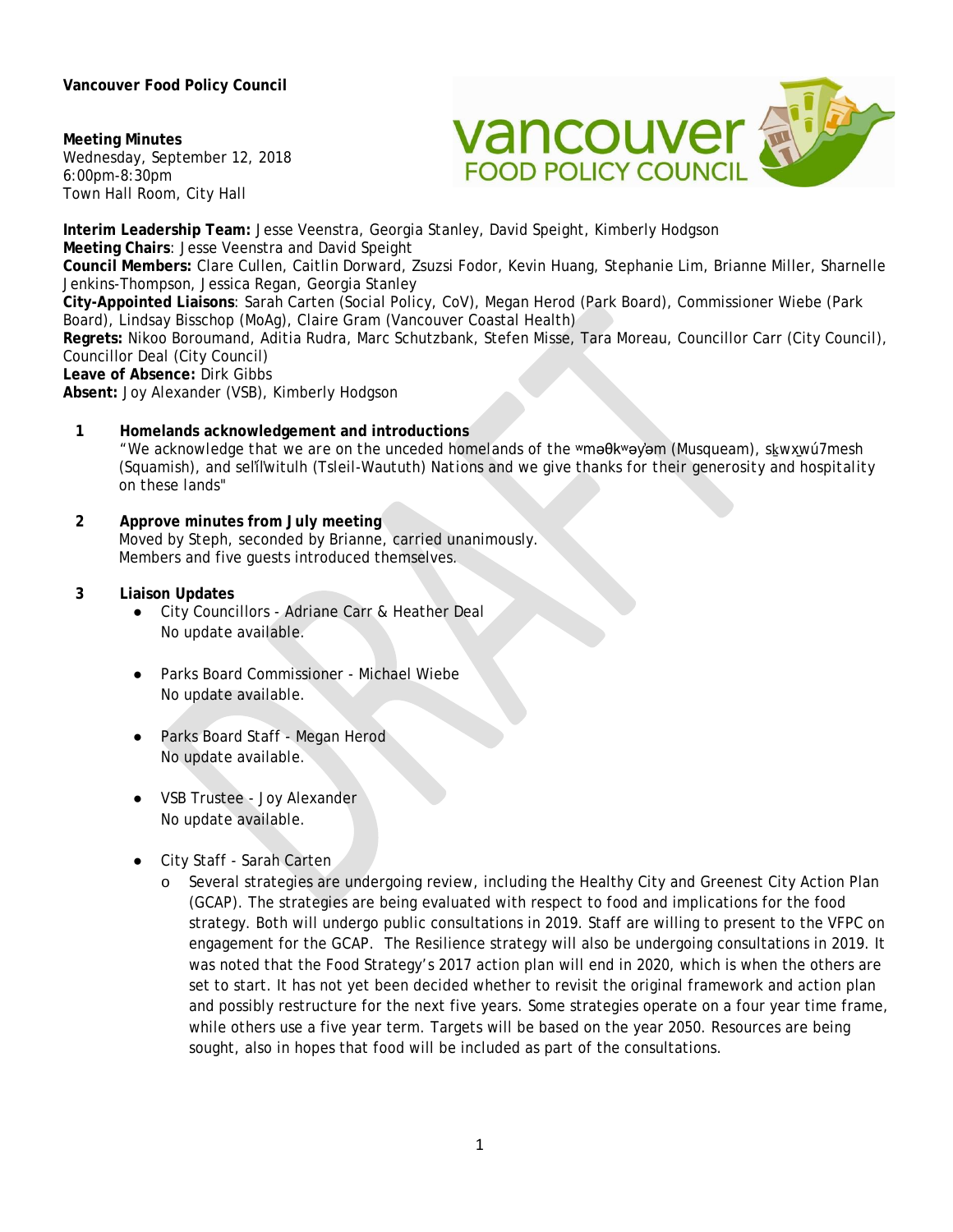**Vancouver Food Policy Council**

**Meeting Minutes**
Wednesday, September 12, 2018
6:00pm-8:30pm
Town Hall Room, City Hall

**Interim Leadership Team:** Jesse Veenstra, Georgia Stanley, David Speight, Kimberly Hodgson
**Meeting Chairs**: Jesse Veenstra and David Speight
**Council Members:** Clare Cullen, Caitlin Dorward, Zsuzsi Fodor, Kevin Huang, Stephanie Lim, Brianne Miller, Sharnelle Jenkins-Thompson, Jessica Regan, Georgia Stanley
**City-Appointed Liaisons**: Sarah Carten (Social Policy, CoV), Megan Herod (Park Board), Commissioner Wiebe (Park Board), Lindsay Bisschop (MoAg), Claire Gram (Vancouver Coastal Health)
**Regrets:** Nikoo Boroumand, Aditia Rudra, Marc Schutzbank, Stefen Misse, Tara Moreau, Councillor Carr (City Council), Councillor Deal (City Council)
**Leave of Absence:** Dirk Gibbs
**Absent:** Joy Alexander (VSB), Kimberly Hodgson

1. **Homelands acknowledgement and introductions**
   "We acknowledge that we are on the unceded homelands of the ʷməθkʷəy̓əm (Musqueam), sḵwx̱wú7mesh (Squamish), and selílwitulh (Tsleil-Waututh) Nations and we give thanks for their generosity and hospitality on these lands"

2. **Approve minutes from July meeting**
   Moved by Steph, seconded by Brianne, carried unanimously.
   Members and five guests introduced themselves.

3. **Liaison Updates**
   - City Councillors - Adriane Carr & Heather Deal
     No update available.

   - Parks Board Commissioner - Michael Wiebe
     No update available.

   - Parks Board Staff - Megan Herod
     No update available.

   - VSB Trustee - Joy Alexander
     No update available.

   - City Staff - Sarah Carten
     - Several strategies are undergoing review, including the Healthy City and Greenest City Action Plan (GCAP). The strategies are being evaluated with respect to food and implications for the food strategy. Both will undergo public consultations in 2019. Staff are willing to present to the VFPC on engagement for the GCAP. The Resilience strategy will also be undergoing consultations in 2019. It was noted that the Food Strategy's 2017 action plan will end in 2020, which is when the others are set to start. It has not yet been decided whether to revisit the original framework and action plan and possibly restructure for the next five years. Some strategies operate on a four year time frame, while others use a five year term. Targets will be based on the year 2050. Resources are being sought, also in hopes that food will be included as part of the consultations.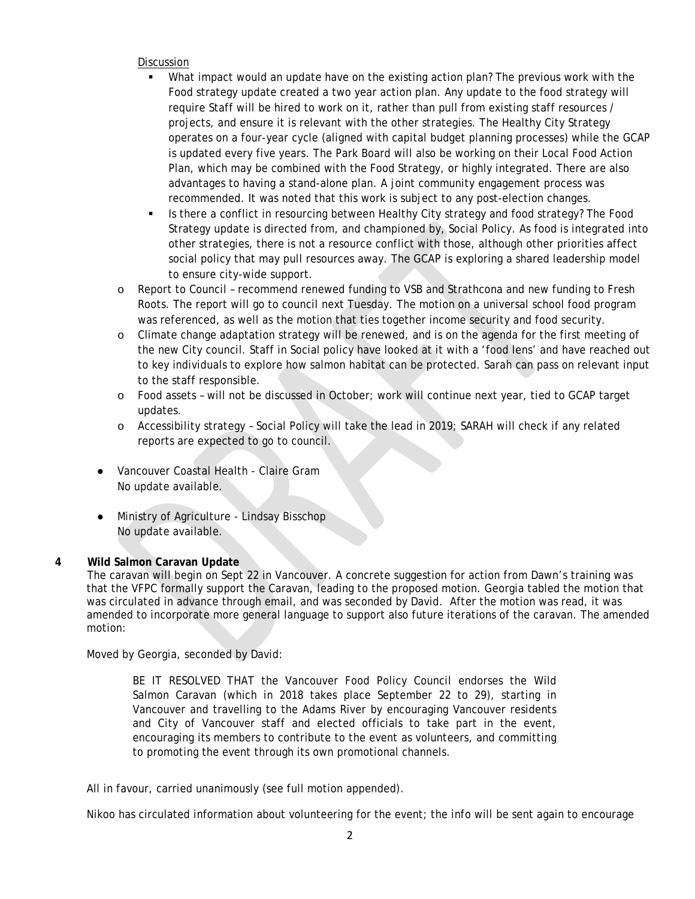Discussion

- What impact would an update have on the existing action plan? The previous work with the Food strategy update created a two year action plan. Any update to the food strategy will require Staff will be hired to work on it, rather than pull from existing staff resources / projects, and ensure it is relevant with the other strategies. The Healthy City Strategy operates on a four-year cycle (aligned with capital budget planning processes) while the GCAP is updated every five years. The Park Board will also be working on their Local Food Action Plan, which may be combined with the Food Strategy, or highly integrated. There are also advantages to having a stand-alone plan. A joint community engagement process was recommended. It was noted that this work is subject to any post-election changes.
- Is there a conflict in resourcing between Healthy City strategy and food strategy? The Food Strategy update is directed from, and championed by, Social Policy. As food is integrated into other strategies, there is not a resource conflict with those, although other priorities affect social policy that may pull resources away. The GCAP is exploring a shared leadership model to ensure city-wide support.

- Report to Council – recommend renewed funding to VSB and Strathcona and new funding to Fresh Roots. The report will go to council next Tuesday. The motion on a universal school food program was referenced, as well as the motion that ties together income security and food security.
- Climate change adaptation strategy will be renewed, and is on the agenda for the first meeting of the new City council. Staff in Social policy have looked at it with a 'food lens' and have reached out to key individuals to explore how salmon habitat can be protected. Sarah can pass on relevant input to the staff responsible.
- Food assets – will not be discussed in October; work will continue next year, tied to GCAP target updates.
- Accessibility strategy – Social Policy will take the lead in 2019; SARAH will check if any related reports are expected to go to council.

- Vancouver Coastal Health - Claire Gram
  No update available.

- Ministry of Agriculture - Lindsay Bisschop
  No update available.

## 4 Wild Salmon Caravan Update

The caravan will begin on Sept 22 in Vancouver. A concrete suggestion for action from Dawn's training was that the VFPC formally support the Caravan, leading to the proposed motion. Georgia tabled the motion that was circulated in advance through email, and was seconded by David. After the motion was read, it was amended to incorporate more general language to support also future iterations of the caravan. The amended motion:

Moved by Georgia, seconded by David:

> BE IT RESOLVED THAT the Vancouver Food Policy Council endorses the Wild Salmon Caravan (which in 2018 takes place September 22 to 29), starting in Vancouver and travelling to the Adams River by encouraging Vancouver residents and City of Vancouver staff and elected officials to take part in the event, encouraging its members to contribute to the event as volunteers, and committing to promoting the event through its own promotional channels.

All in favour, carried unanimously (see full motion appended).

Nikoo has circulated information about volunteering for the event; the info will be sent again to encourage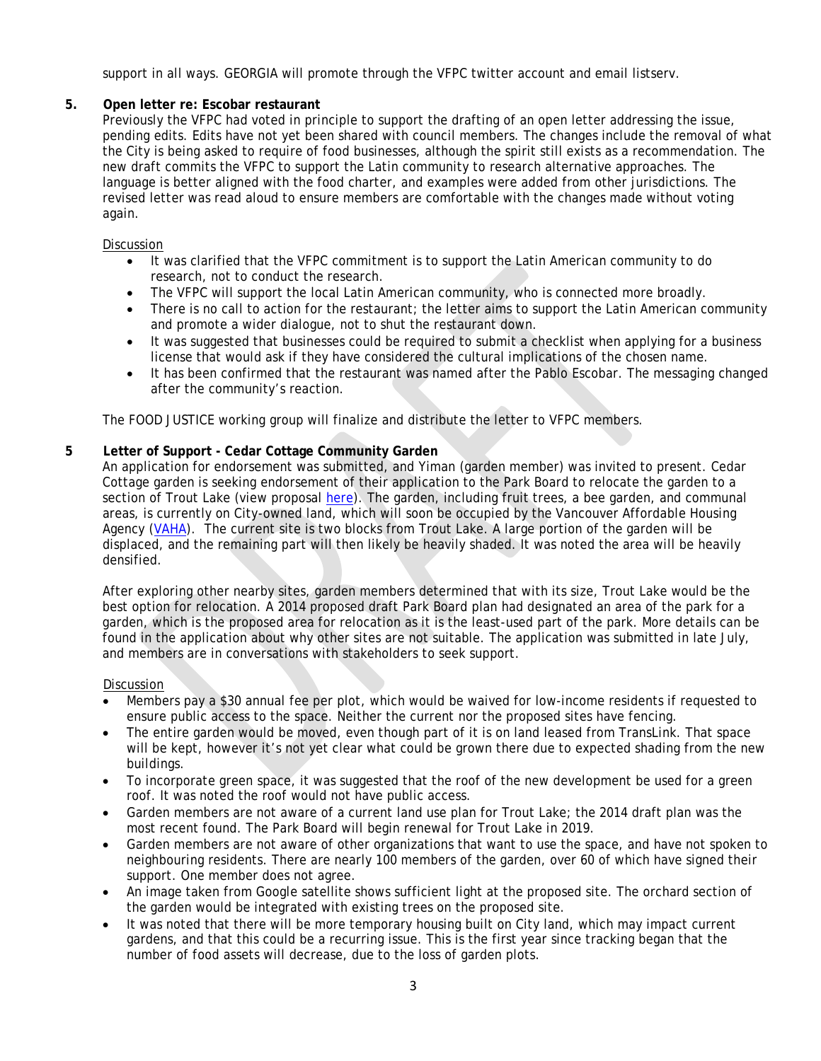support in all ways. GEORGIA will promote through the VFPC twitter account and email listserv.

**5. Open letter re: Escobar restaurant**

Previously the VFPC had voted in principle to support the drafting of an open letter addressing the issue, pending edits. Edits have not yet been shared with council members. The changes include the removal of what the City is being asked to require of food businesses, although the spirit still exists as a recommendation. The new draft commits the VFPC to support the Latin community to research alternative approaches. The language is better aligned with the food charter, and examples were added from other jurisdictions. The revised letter was read aloud to ensure members are comfortable with the changes made without voting again.

Discussion

- It was clarified that the VFPC commitment is to support the Latin American community to do research, not to conduct the research.
- The VFPC will support the local Latin American community, who is connected more broadly.
- There is no call to action for the restaurant; the letter aims to support the Latin American community and promote a wider dialogue, not to shut the restaurant down.
- It was suggested that businesses could be required to submit a checklist when applying for a business license that would ask if they have considered the cultural implications of the chosen name.
- It has been confirmed that the restaurant was named after the Pablo Escobar. The messaging changed after the community's reaction.

The FOOD JUSTICE working group will finalize and distribute the letter to VFPC members.

**5 Letter of Support - Cedar Cottage Community Garden**

An application for endorsement was submitted, and Yiman (garden member) was invited to present. Cedar Cottage garden is seeking endorsement of their application to the Park Board to relocate the garden to a section of Trout Lake (view proposal here). The garden, including fruit trees, a bee garden, and communal areas, is currently on City-owned land, which will soon be occupied by the Vancouver Affordable Housing Agency (VAHA). The current site is two blocks from Trout Lake. A large portion of the garden will be displaced, and the remaining part will then likely be heavily shaded. It was noted the area will be heavily densified.

After exploring other nearby sites, garden members determined that with its size, Trout Lake would be the best option for relocation. A 2014 proposed draft Park Board plan had designated an area of the park for a garden, which is the proposed area for relocation as it is the least-used part of the park. More details can be found in the application about why other sites are not suitable. The application was submitted in late July, and members are in conversations with stakeholders to seek support.

Discussion

- Members pay a $30 annual fee per plot, which would be waived for low-income residents if requested to ensure public access to the space. Neither the current nor the proposed sites have fencing.
- The entire garden would be moved, even though part of it is on land leased from TransLink. That space will be kept, however it's not yet clear what could be grown there due to expected shading from the new buildings.
- To incorporate green space, it was suggested that the roof of the new development be used for a green roof. It was noted the roof would not have public access.
- Garden members are not aware of a current land use plan for Trout Lake; the 2014 draft plan was the most recent found. The Park Board will begin renewal for Trout Lake in 2019.
- Garden members are not aware of other organizations that want to use the space, and have not spoken to neighbouring residents. There are nearly 100 members of the garden, over 60 of which have signed their support. One member does not agree.
- An image taken from Google satellite shows sufficient light at the proposed site. The orchard section of the garden would be integrated with existing trees on the proposed site.
- It was noted that there will be more temporary housing built on City land, which may impact current gardens, and that this could be a recurring issue. This is the first year since tracking began that the number of food assets will decrease, due to the loss of garden plots.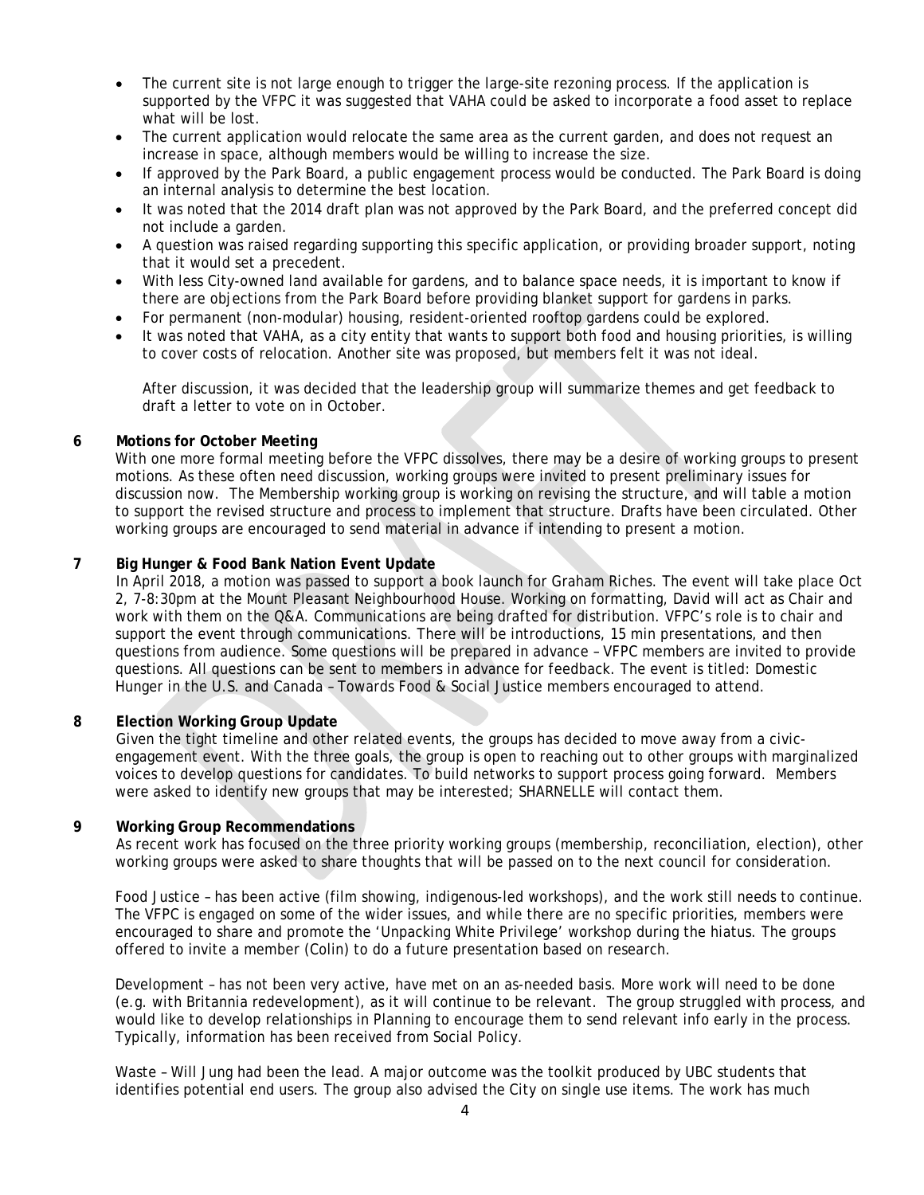- The current site is not large enough to trigger the large-site rezoning process. If the application is supported by the VFPC it was suggested that VAHA could be asked to incorporate a food asset to replace what will be lost.
- The current application would relocate the same area as the current garden, and does not request an increase in space, although members would be willing to increase the size.
- If approved by the Park Board, a public engagement process would be conducted. The Park Board is doing an internal analysis to determine the best location.
- It was noted that the 2014 draft plan was not approved by the Park Board, and the preferred concept did not include a garden.
- A question was raised regarding supporting this specific application, or providing broader support, noting that it would set a precedent.
- With less City-owned land available for gardens, and to balance space needs, it is important to know if there are objections from the Park Board before providing blanket support for gardens in parks.
- For permanent (non-modular) housing, resident-oriented rooftop gardens could be explored.
- It was noted that VAHA, as a city entity that wants to support both food and housing priorities, is willing to cover costs of relocation. Another site was proposed, but members felt it was not ideal.

  After discussion, it was decided that the leadership group will summarize themes and get feedback to draft a letter to vote on in October.

**6 Motions for October Meeting**

With one more formal meeting before the VFPC dissolves, there may be a desire of working groups to present motions. As these often need discussion, working groups were invited to present preliminary issues for discussion now. The Membership working group is working on revising the structure, and will table a motion to support the revised structure and process to implement that structure. Drafts have been circulated. Other working groups are encouraged to send material in advance if intending to present a motion.

**7 Big Hunger & Food Bank Nation Event Update**

In April 2018, a motion was passed to support a book launch for Graham Riches. The event will take place Oct 2, 7-8:30pm at the Mount Pleasant Neighbourhood House. Working on formatting, David will act as Chair and work with them on the Q&A. Communications are being drafted for distribution. VFPC's role is to chair and support the event through communications. There will be introductions, 15 min presentations, and then questions from audience. Some questions will be prepared in advance – VFPC members are invited to provide questions. All questions can be sent to members in advance for feedback. The event is titled: Domestic Hunger in the U.S. and Canada – Towards Food & Social Justice members encouraged to attend.

**8 Election Working Group Update**

Given the tight timeline and other related events, the groups has decided to move away from a civic-engagement event. With the three goals, the group is open to reaching out to other groups with marginalized voices to develop questions for candidates. To build networks to support process going forward. Members were asked to identify new groups that may be interested; SHARNELLE will contact them.

**9 Working Group Recommendations**

As recent work has focused on the three priority working groups (membership, reconciliation, election), other working groups were asked to share thoughts that will be passed on to the next council for consideration.

Food Justice – has been active (film showing, indigenous-led workshops), and the work still needs to continue. The VFPC is engaged on some of the wider issues, and while there are no specific priorities, members were encouraged to share and promote the 'Unpacking White Privilege' workshop during the hiatus. The groups offered to invite a member (Colin) to do a future presentation based on research.

Development – has not been very active, have met on an as-needed basis. More work will need to be done (e.g. with Britannia redevelopment), as it will continue to be relevant. The group struggled with process, and would like to develop relationships in Planning to encourage them to send relevant info early in the process. Typically, information has been received from Social Policy.

Waste – Will Jung had been the lead. A major outcome was the toolkit produced by UBC students that identifies potential end users. The group also advised the City on single use items. The work has much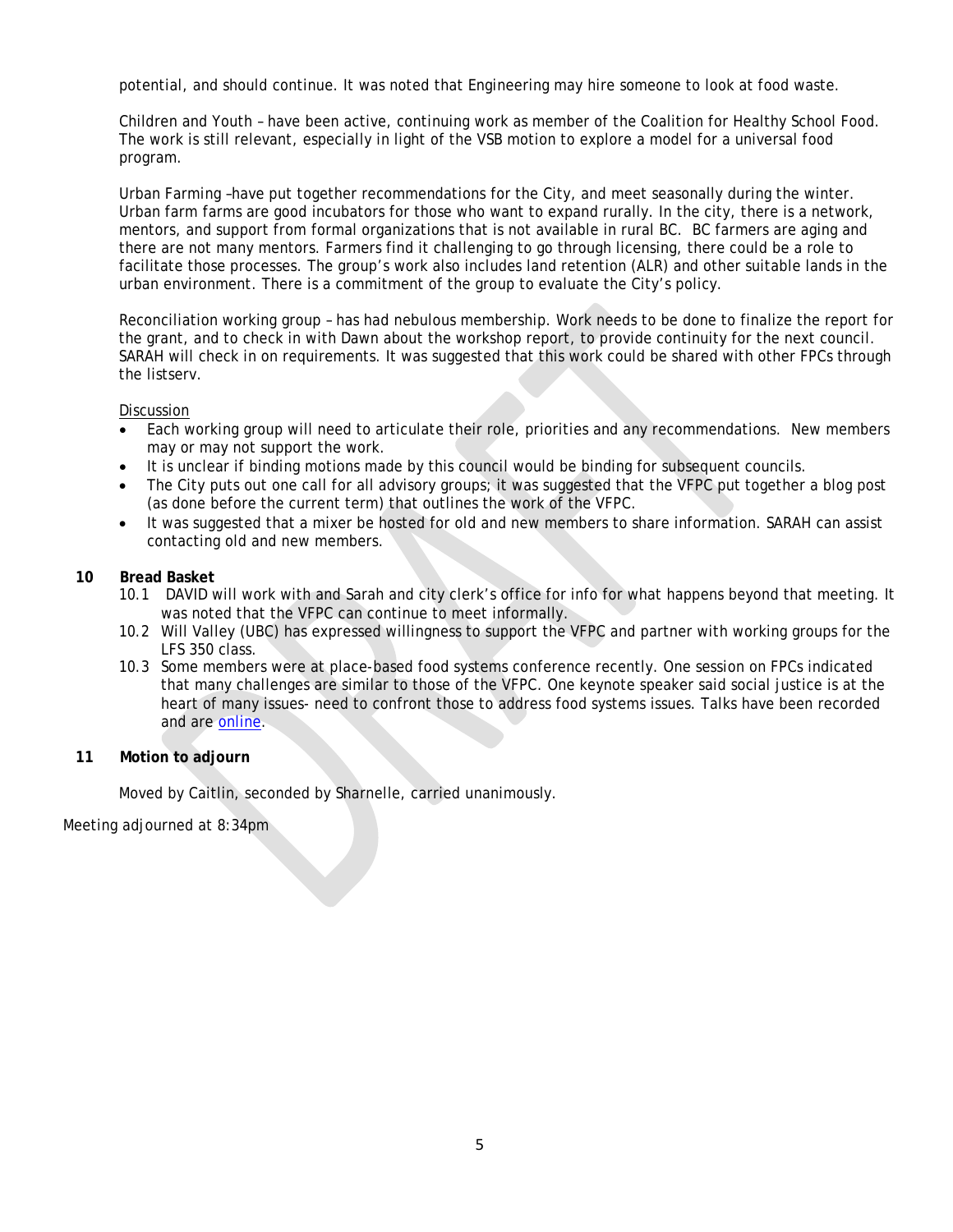potential, and should continue. It was noted that Engineering may hire someone to look at food waste.

Children and Youth – have been active, continuing work as member of the Coalition for Healthy School Food. The work is still relevant, especially in light of the VSB motion to explore a model for a universal food program.

Urban Farming –have put together recommendations for the City, and meet seasonally during the winter. Urban farm farms are good incubators for those who want to expand rurally. In the city, there is a network, mentors, and support from formal organizations that is not available in rural BC. BC farmers are aging and there are not many mentors. Farmers find it challenging to go through licensing, there could be a role to facilitate those processes. The group's work also includes land retention (ALR) and other suitable lands in the urban environment. There is a commitment of the group to evaluate the City's policy.

Reconciliation working group – has had nebulous membership. Work needs to be done to finalize the report for the grant, and to check in with Dawn about the workshop report, to provide continuity for the next council. SARAH will check in on requirements. It was suggested that this work could be shared with other FPCs through the listserv.

Discussion

- Each working group will need to articulate their role, priorities and any recommendations. New members may or may not support the work.
- It is unclear if binding motions made by this council would be binding for subsequent councils.
- The City puts out one call for all advisory groups; it was suggested that the VFPC put together a blog post (as done before the current term) that outlines the work of the VFPC.
- It was suggested that a mixer be hosted for old and new members to share information. SARAH can assist contacting old and new members.

**10 Bread Basket**

10.1 DAVID will work with and Sarah and city clerk's office for info for what happens beyond that meeting. It was noted that the VFPC can continue to meet informally.

10.2 Will Valley (UBC) has expressed willingness to support the VFPC and partner with working groups for the LFS 350 class.

10.3 Some members were at place-based food systems conference recently. One session on FPCs indicated that many challenges are similar to those of the VFPC. One keynote speaker said social justice is at the heart of many issues- need to confront those to address food systems issues. Talks have been recorded and are online.

**11 Motion to adjourn**

Moved by Caitlin, seconded by Sharnelle, carried unanimously.

Meeting adjourned at 8:34pm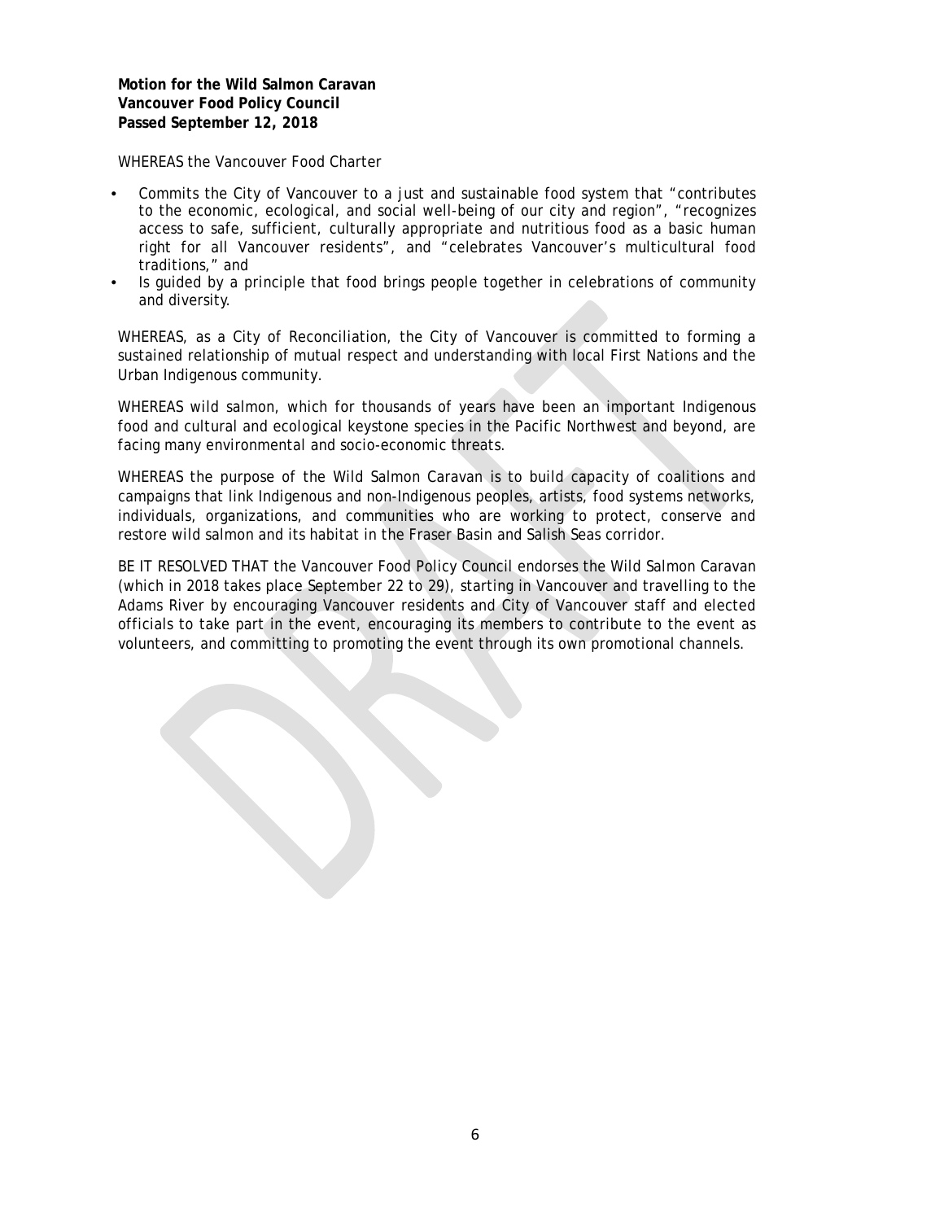**Motion for the Wild Salmon Caravan**
**Vancouver Food Policy Council**
**Passed September 12, 2018**

WHEREAS the Vancouver Food Charter

- Commits the City of Vancouver to a just and sustainable food system that "contributes to the economic, ecological, and social well-being of our city and region", "recognizes access to safe, sufficient, culturally appropriate and nutritious food as a basic human right for all Vancouver residents", and "celebrates Vancouver's multicultural food traditions," and
- Is guided by a principle that food brings people together in celebrations of community and diversity.

WHEREAS, as a City of Reconciliation, the City of Vancouver is committed to forming a sustained relationship of mutual respect and understanding with local First Nations and the Urban Indigenous community.

WHEREAS wild salmon, which for thousands of years have been an important Indigenous food and cultural and ecological keystone species in the Pacific Northwest and beyond, are facing many environmental and socio-economic threats.

WHEREAS the purpose of the Wild Salmon Caravan is to build capacity of coalitions and campaigns that link Indigenous and non-Indigenous peoples, artists, food systems networks, individuals, organizations, and communities who are working to protect, conserve and restore wild salmon and its habitat in the Fraser Basin and Salish Seas corridor.

BE IT RESOLVED THAT the Vancouver Food Policy Council endorses the Wild Salmon Caravan (which in 2018 takes place September 22 to 29), starting in Vancouver and travelling to the Adams River by encouraging Vancouver residents and City of Vancouver staff and elected officials to take part in the event, encouraging its members to contribute to the event as volunteers, and committing to promoting the event through its own promotional channels.